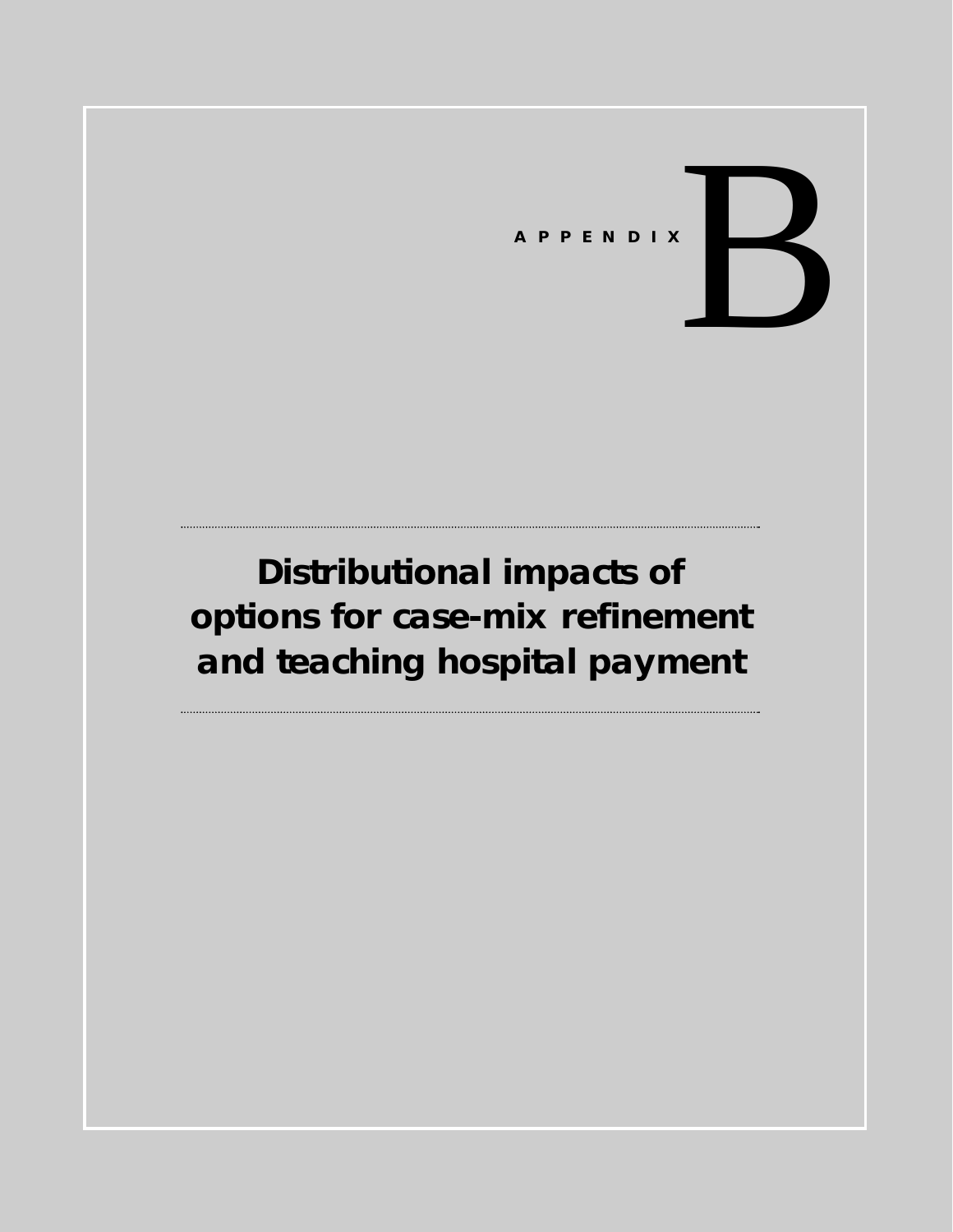APPENDIX

# B

# Distributional impacts of options for case-mix refinement and teaching hospital payment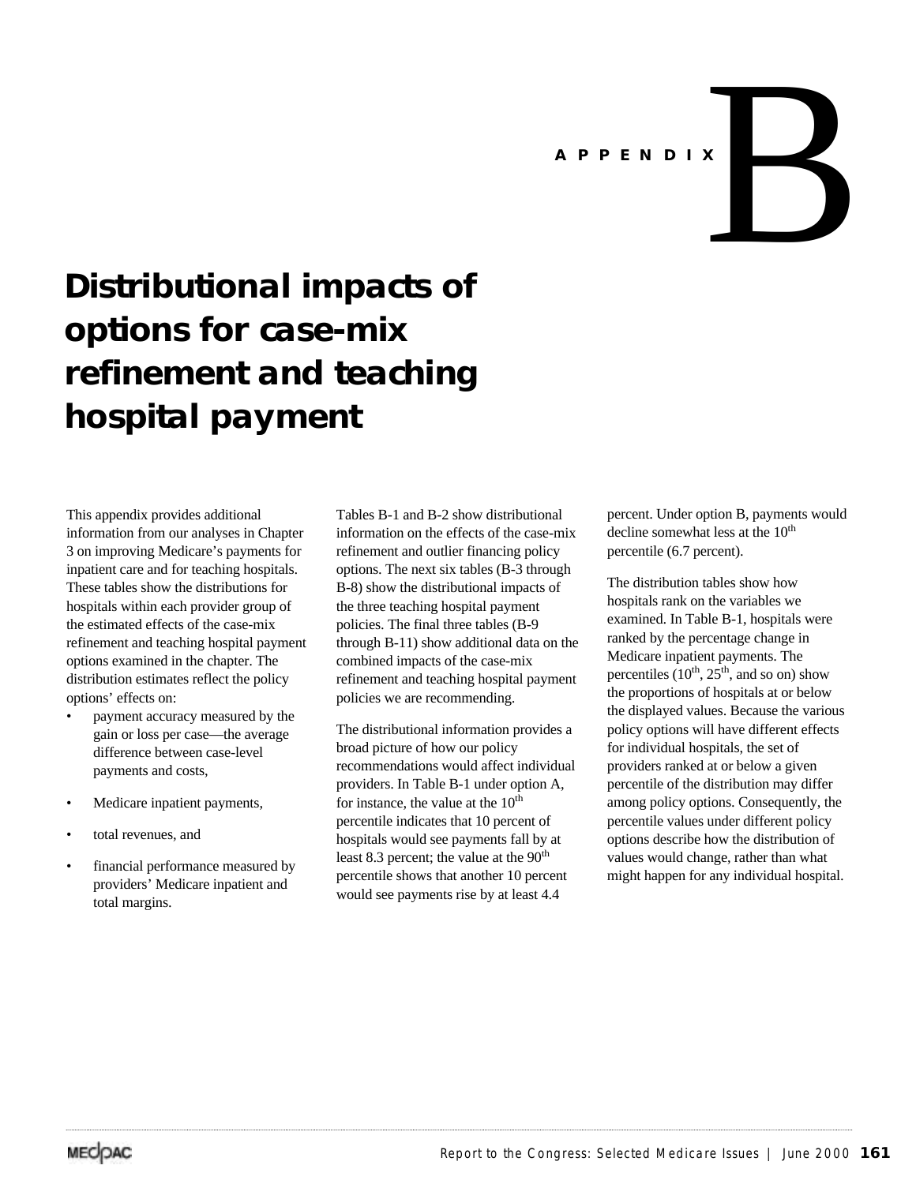# APPENDIX B

# Distributional impacts of options for case-mix refinement and teaching hospital payment

This appendix provides additional information from our analyses in Chapter 3 on improving Medicare's payments for inpatient care and for teaching hospitals. These tables show the distributions for hospitals within each provider group of the estimated effects of the case-mix refinement and teaching hospital payment options examined in the chapter. The distribution estimates reflect the policy options' effects on:

- payment accuracy measured by the gain or loss per case—the average difference between case-level payments and costs,
- Medicare inpatient payments,
- total revenues, and
- financial performance measured by providers' Medicare inpatient and total margins.

Tables B-1 and B-2 show distributional information on the effects of the case-mix refinement and outlier financing policy options. The next six tables (B-3 through B-8) show the distributional impacts of the three teaching hospital payment policies. The final three tables (B-9 through B-11) show additional data on the combined impacts of the case-mix refinement and teaching hospital payment policies we are recommending.

The distributional information provides a broad picture of how our policy recommendations would affect individual providers. In Table B-1 under option A, for instance, the value at the $10^{th}$ percentile indicates that 10 percent of hospitals would see payments fall by at least 8.3 percent; the value at the $90^{th}$ percentile shows that another 10 percent would see payments rise by at least 4.4 percent. Under option B, payments would decline somewhat less at the $10^{th}$ percentile (6.7 percent).

The distribution tables show how hospitals rank on the variables we examined. In Table B-1, hospitals were ranked by the percentage change in Medicare inpatient payments. The percentiles ($10^{th}$, $25^{th}$, and so on) show the proportions of hospitals at or below the displayed values. Because the various policy options will have different effects for individual hospitals, the set of providers ranked at or below a given percentile of the distribution may differ among policy options. Consequently, the percentile values under different policy options describe how the distribution of values would change, rather than what might happen for any individual hospital.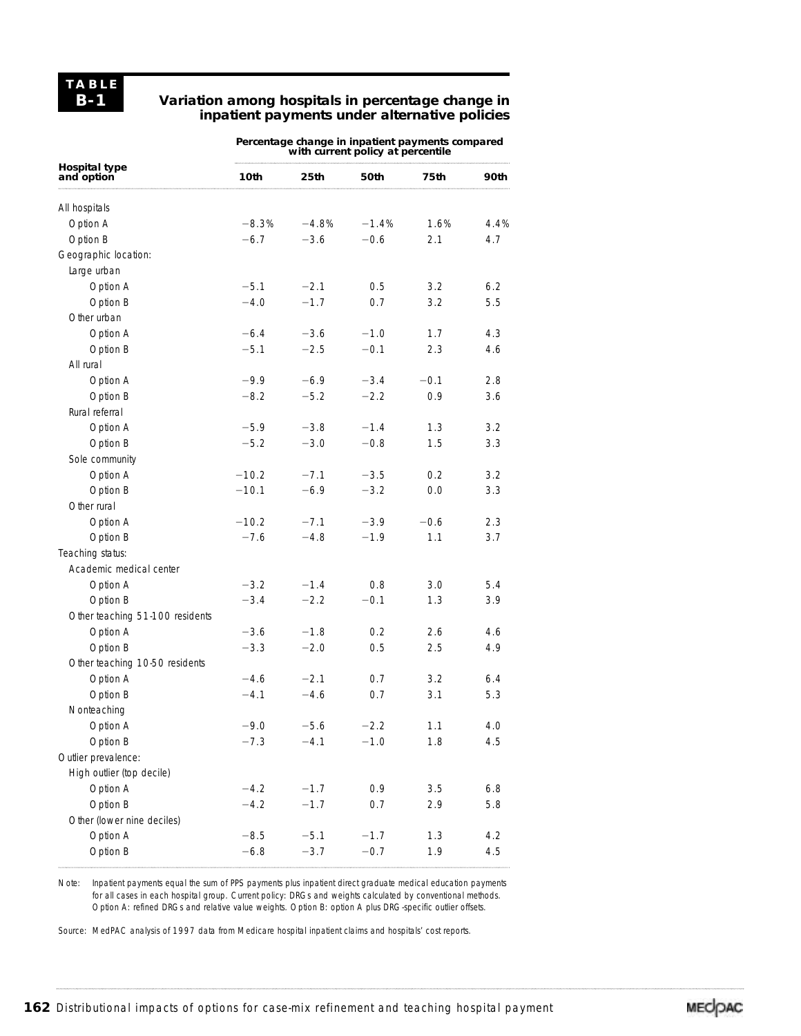**TABLE B-1**

**Variation among hospitals in percentage change in inpatient payments under alternative policies**

| Hospital type and option | Percentage change in inpatient payments compared with current policy at percentile | | | | |
|---|---|---|---|---|---|
| | 10th | 25th | 50th | 75th | 90th |
| All hospitals | | | | | |
| Option A | −8.3% | −4.8% | −1.4% | 1.6% | 4.4% |
| Option B | −6.7 | −3.6 | −0.6 | 2.1 | 4.7 |
| Geographic location: | | | | | |
| Large urban | | | | | |
| Option A | −5.1 | −2.1 | 0.5 | 3.2 | 6.2 |
| Option B | −4.0 | −1.7 | 0.7 | 3.2 | 5.5 |
| Other urban | | | | | |
| Option A | −6.4 | −3.6 | −1.0 | 1.7 | 4.3 |
| Option B | −5.1 | −2.5 | −0.1 | 2.3 | 4.6 |
| All rural | | | | | |
| Option A | −9.9 | −6.9 | −3.4 | −0.1 | 2.8 |
| Option B | −8.2 | −5.2 | −2.2 | 0.9 | 3.6 |
| Rural referral | | | | | |
| Option A | −5.9 | −3.8 | −1.4 | 1.3 | 3.2 |
| Option B | −5.2 | −3.0 | −0.8 | 1.5 | 3.3 |
| Sole community | | | | | |
| Option A | −10.2 | −7.1 | −3.5 | 0.2 | 3.2 |
| Option B | −10.1 | −6.9 | −3.2 | 0.0 | 3.3 |
| Other rural | | | | | |
| Option A | −10.2 | −7.1 | −3.9 | −0.6 | 2.3 |
| Option B | −7.6 | −4.8 | −1.9 | 1.1 | 3.7 |
| Teaching status: | | | | | |
| Academic medical center | | | | | |
| Option A | −3.2 | −1.4 | 0.8 | 3.0 | 5.4 |
| Option B | −3.4 | −2.2 | −0.1 | 1.3 | 3.9 |
| Other teaching 51-100 residents | | | | | |
| Option A | −3.6 | −1.8 | 0.2 | 2.6 | 4.6 |
| Option B | −3.3 | −2.0 | 0.5 | 2.5 | 4.9 |
| Other teaching 10-50 residents | | | | | |
| Option A | −4.6 | −2.1 | 0.7 | 3.2 | 6.4 |
| Option B | −4.1 | −4.6 | 0.7 | 3.1 | 5.3 |
| Nonteaching | | | | | |
| Option A | −9.0 | −5.6 | −2.2 | 1.1 | 4.0 |
| Option B | −7.3 | −4.1 | −1.0 | 1.8 | 4.5 |
| Outlier prevalence: | | | | | |
| High outlier (top decile) | | | | | |
| Option A | −4.2 | −1.7 | 0.9 | 3.5 | 6.8 |
| Option B | −4.2 | −1.7 | 0.7 | 2.9 | 5.8 |
| Other (lower nine deciles) | | | | | |
| Option A | −8.5 | −5.1 | −1.7 | 1.3 | 4.2 |
| Option B | −6.8 | −3.7 | −0.7 | 1.9 | 4.5 |

Note: Inpatient payments equal the sum of PPS payments plus inpatient direct graduate medical education payments for all cases in each hospital group. Current policy: DRGs and weights calculated by conventional methods. Option A: refined DRGs and relative value weights. Option B: option A plus DRG-specific outlier offsets.

Source: MedPAC analysis of 1997 data from Medicare hospital inpatient claims and hospitals' cost reports.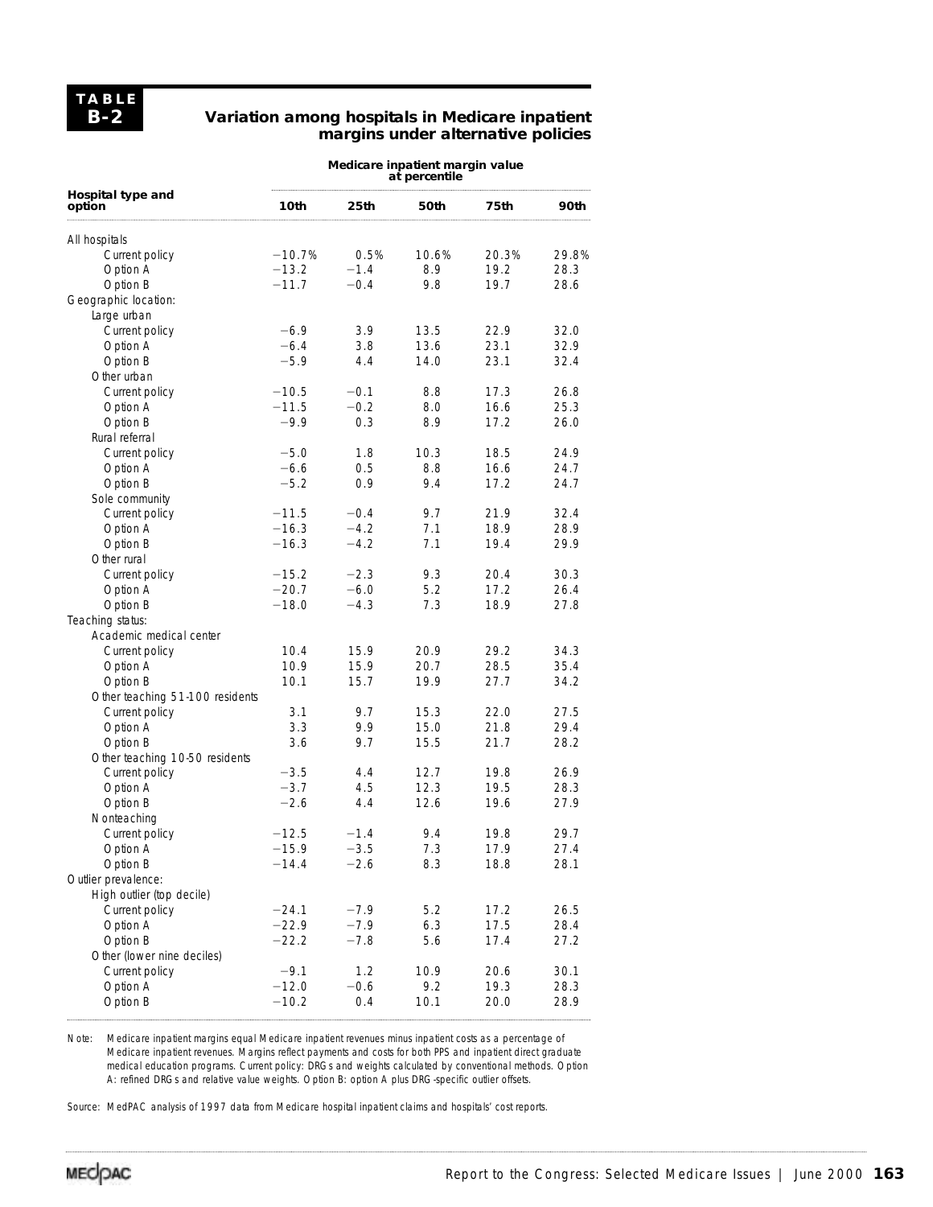**TABLE B-2**

### Variation among hospitals in Medicare inpatient margins under alternative policies

| Hospital type and option | Medicare inpatient margin value at percentile | | | | |
|---|---|---|---|---|---|
| | **10th** | **25th** | **50th** | **75th** | **90th** |
| All hospitals | | | | | |
| Current policy | −10.7% | 0.5% | 10.6% | 20.3% | 29.8% |
| Option A | −13.2 | −1.4 | 8.9 | 19.2 | 28.3 |
| Option B | −11.7 | −0.4 | 9.8 | 19.7 | 28.6 |
| Geographic location: | | | | | |
| Large urban | | | | | |
| Current policy | −6.9 | 3.9 | 13.5 | 22.9 | 32.0 |
| Option A | −6.4 | 3.8 | 13.6 | 23.1 | 32.9 |
| Option B | −5.9 | 4.4 | 14.0 | 23.1 | 32.4 |
| Other urban | | | | | |
| Current policy | −10.5 | −0.1 | 8.8 | 17.3 | 26.8 |
| Option A | −11.5 | −0.2 | 8.0 | 16.6 | 25.3 |
| Option B | −9.9 | 0.3 | 8.9 | 17.2 | 26.0 |
| Rural referral | | | | | |
| Current policy | −5.0 | 1.8 | 10.3 | 18.5 | 24.9 |
| Option A | −6.6 | 0.5 | 8.8 | 16.6 | 24.7 |
| Option B | −5.2 | 0.9 | 9.4 | 17.2 | 24.7 |
| Sole community | | | | | |
| Current policy | −11.5 | −0.4 | 9.7 | 21.9 | 32.4 |
| Option A | −16.3 | −4.2 | 7.1 | 18.9 | 28.9 |
| Option B | −16.3 | −4.2 | 7.1 | 19.4 | 29.9 |
| Other rural | | | | | |
| Current policy | −15.2 | −2.3 | 9.3 | 20.4 | 30.3 |
| Option A | −20.7 | −6.0 | 5.2 | 17.2 | 26.4 |
| Option B | −18.0 | −4.3 | 7.3 | 18.9 | 27.8 |
| Teaching status: | | | | | |
| Academic medical center | | | | | |
| Current policy | 10.4 | 15.9 | 20.9 | 29.2 | 34.3 |
| Option A | 10.9 | 15.9 | 20.7 | 28.5 | 35.4 |
| Option B | 10.1 | 15.7 | 19.9 | 27.7 | 34.2 |
| Other teaching 51-100 residents | | | | | |
| Current policy | 3.1 | 9.7 | 15.3 | 22.0 | 27.5 |
| Option A | 3.3 | 9.9 | 15.0 | 21.8 | 29.4 |
| Option B | 3.6 | 9.7 | 15.5 | 21.7 | 28.2 |
| Other teaching 10-50 residents | | | | | |
| Current policy | −3.5 | 4.4 | 12.7 | 19.8 | 26.9 |
| Option A | −3.7 | 4.5 | 12.3 | 19.5 | 28.3 |
| Option B | −2.6 | 4.4 | 12.6 | 19.6 | 27.9 |
| Nonteaching | | | | | |
| Current policy | −12.5 | −1.4 | 9.4 | 19.8 | 29.7 |
| Option A | −15.9 | −3.5 | 7.3 | 17.9 | 27.4 |
| Option B | −14.4 | −2.6 | 8.3 | 18.8 | 28.1 |
| Outlier prevalence: | | | | | |
| High outlier (top decile) | | | | | |
| Current policy | −24.1 | −7.9 | 5.2 | 17.2 | 26.5 |
| Option A | −22.9 | −7.9 | 6.3 | 17.5 | 28.4 |
| Option B | −22.2 | −7.8 | 5.6 | 17.4 | 27.2 |
| Other (lower nine deciles) | | | | | |
| Current policy | −9.1 | 1.2 | 10.9 | 20.6 | 30.1 |
| Option A | −12.0 | −0.6 | 9.2 | 19.3 | 28.3 |
| Option B | −10.2 | 0.4 | 10.1 | 20.0 | 28.9 |

Note: Medicare inpatient margins equal Medicare inpatient revenues minus inpatient costs as a percentage of Medicare inpatient revenues. Margins reflect payments and costs for both PPS and inpatient direct graduate medical education programs. Current policy: DRGs and weights calculated by conventional methods. Option A: refined DRGs and relative value weights. Option B: option A plus DRG-specific outlier offsets.

Source: MedPAC analysis of 1997 data from Medicare hospital inpatient claims and hospitals' cost reports.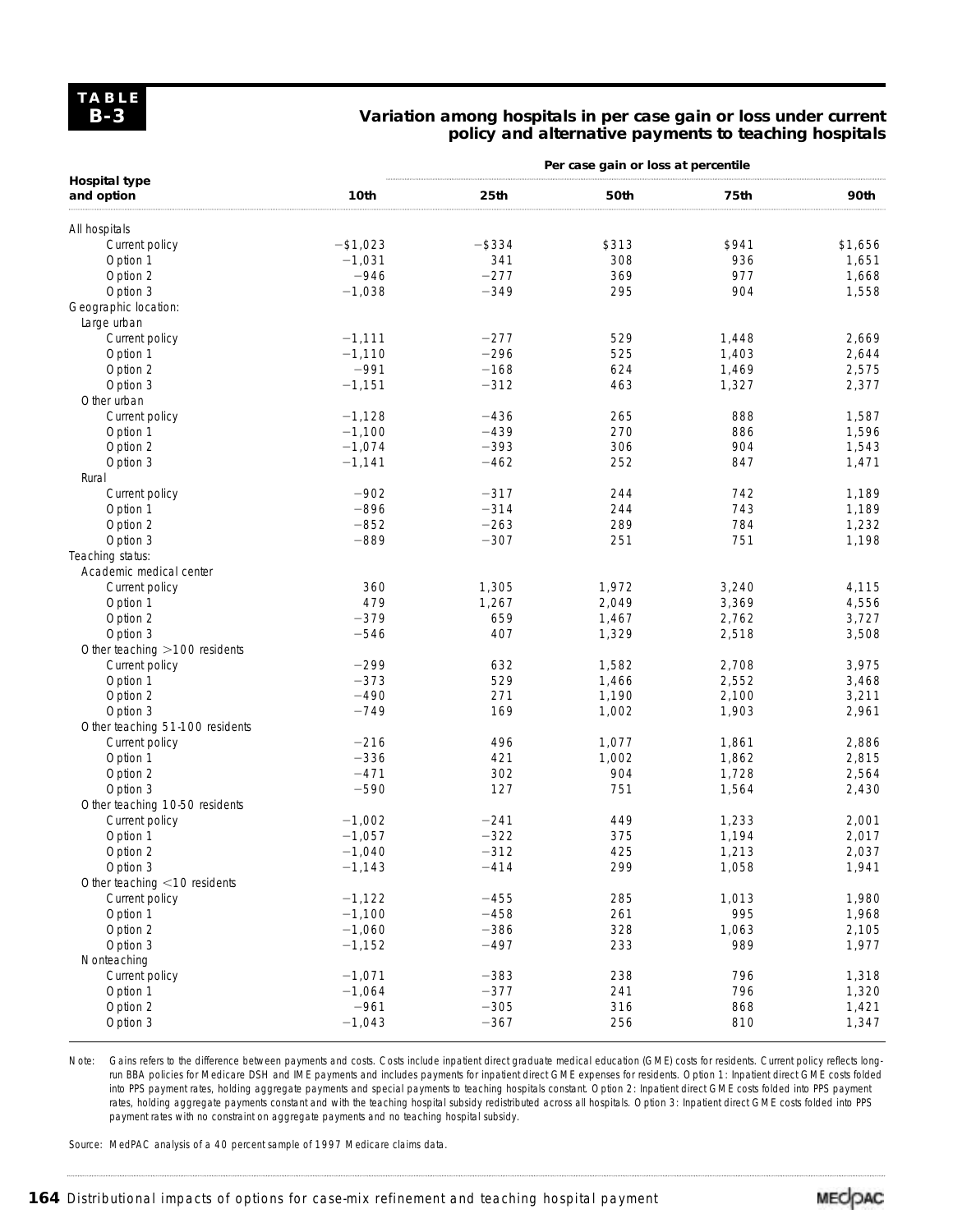**TABLE B-3**

### Variation among hospitals in per case gain or loss under current policy and alternative payments to teaching hospitals

| Hospital type and option | Per case gain or loss at percentile | | | | |
|---|---|---|---|---|---|
| | 10th | 25th | 50th | 75th | 90th |
| All hospitals | | | | | |
| Current policy | −$1,023 | −$334 | $313 | $941 | $1,656 |
| Option 1 | −1,031 | 341 | 308 | 936 | 1,651 |
| Option 2 | −946 | −277 | 369 | 977 | 1,668 |
| Option 3 | −1,038 | −349 | 295 | 904 | 1,558 |
| Geographic location: | | | | | |
| Large urban | | | | | |
| Current policy | −1,111 | −277 | 529 | 1,448 | 2,669 |
| Option 1 | −1,110 | −296 | 525 | 1,403 | 2,644 |
| Option 2 | −991 | −168 | 624 | 1,469 | 2,575 |
| Option 3 | −1,151 | −312 | 463 | 1,327 | 2,377 |
| Other urban | | | | | |
| Current policy | −1,128 | −436 | 265 | 888 | 1,587 |
| Option 1 | −1,100 | −439 | 270 | 886 | 1,596 |
| Option 2 | −1,074 | −393 | 306 | 904 | 1,543 |
| Option 3 | −1,141 | −462 | 252 | 847 | 1,471 |
| Rural | | | | | |
| Current policy | −902 | −317 | 244 | 742 | 1,189 |
| Option 1 | −896 | −314 | 244 | 743 | 1,189 |
| Option 2 | −852 | −263 | 289 | 784 | 1,232 |
| Option 3 | −889 | −307 | 251 | 751 | 1,198 |
| Teaching status: | | | | | |
| Academic medical center | | | | | |
| Current policy | 360 | 1,305 | 1,972 | 3,240 | 4,115 |
| Option 1 | 479 | 1,267 | 2,049 | 3,369 | 4,556 |
| Option 2 | −379 | 659 | 1,467 | 2,762 | 3,727 |
| Option 3 | −546 | 407 | 1,329 | 2,518 | 3,508 |
| Other teaching >100 residents | | | | | |
| Current policy | −299 | 632 | 1,582 | 2,708 | 3,975 |
| Option 1 | −373 | 529 | 1,466 | 2,552 | 3,468 |
| Option 2 | −490 | 271 | 1,190 | 2,100 | 3,211 |
| Option 3 | −749 | 169 | 1,002 | 1,903 | 2,961 |
| Other teaching 51-100 residents | | | | | |
| Current policy | −216 | 496 | 1,077 | 1,861 | 2,886 |
| Option 1 | −336 | 421 | 1,002 | 1,862 | 2,815 |
| Option 2 | −471 | 302 | 904 | 1,728 | 2,564 |
| Option 3 | −590 | 127 | 751 | 1,564 | 2,430 |
| Other teaching 10-50 residents | | | | | |
| Current policy | −1,002 | −241 | 449 | 1,233 | 2,001 |
| Option 1 | −1,057 | −322 | 375 | 1,194 | 2,017 |
| Option 2 | −1,040 | −312 | 425 | 1,213 | 2,037 |
| Option 3 | −1,143 | −414 | 299 | 1,058 | 1,941 |
| Other teaching <10 residents | | | | | |
| Current policy | −1,122 | −455 | 285 | 1,013 | 1,980 |
| Option 1 | −1,100 | −458 | 261 | 995 | 1,968 |
| Option 2 | −1,060 | −386 | 328 | 1,063 | 2,105 |
| Option 3 | −1,152 | −497 | 233 | 989 | 1,977 |
| Nonteaching | | | | | |
| Current policy | −1,071 | −383 | 238 | 796 | 1,318 |
| Option 1 | −1,064 | −377 | 241 | 796 | 1,320 |
| Option 2 | −961 | −305 | 316 | 868 | 1,421 |
| Option 3 | −1,043 | −367 | 256 | 810 | 1,347 |

Note: Gains refers to the difference between payments and costs. Costs include inpatient direct graduate medical education (GME) costs for residents. Current policy reflects long-run BBA policies for Medicare DSH and IME payments and includes payments for inpatient direct GME expenses for residents. Option 1: Inpatient direct GME costs folded into PPS payment rates, holding aggregate payments and special payments to teaching hospitals constant. Option 2: Inpatient direct GME costs folded into PPS payment rates, holding aggregate payments constant and with the teaching hospital subsidy redistributed across all hospitals. Option 3: Inpatient direct GME costs folded into PPS payment rates with no constraint on aggregate payments and no teaching hospital subsidy.

Source: MedPAC analysis of a 40 percent sample of 1997 Medicare claims data.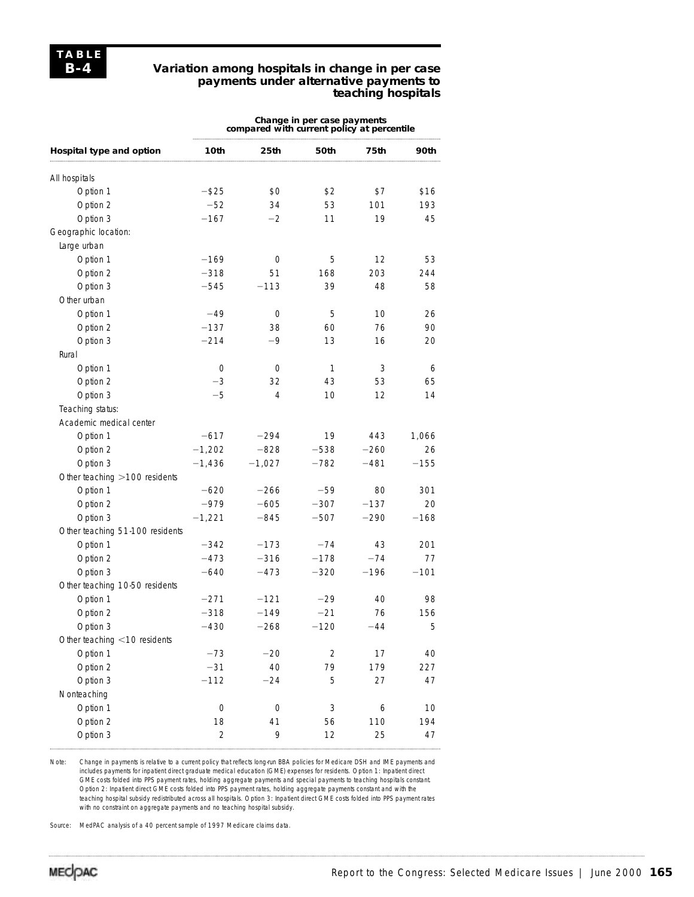**TABLE B-4**

### Variation among hospitals in change in per case payments under alternative payments to teaching hospitals

| Hospital type and option | Change in per case payments compared with current policy at percentile | | | | |
|---|---|---|---|---|---|
| | 10th | 25th | 50th | 75th | 90th |
| All hospitals | | | | | |
| Option 1 | −$25 | $0 | $2 | $7 | $16 |
| Option 2 | −52 | 34 | 53 | 101 | 193 |
| Option 3 | −167 | −2 | 11 | 19 | 45 |
| Geographic location: | | | | | |
| Large urban | | | | | |
| Option 1 | −169 | 0 | 5 | 12 | 53 |
| Option 2 | −318 | 51 | 168 | 203 | 244 |
| Option 3 | −545 | −113 | 39 | 48 | 58 |
| Other urban | | | | | |
| Option 1 | −49 | 0 | 5 | 10 | 26 |
| Option 2 | −137 | 38 | 60 | 76 | 90 |
| Option 3 | −214 | −9 | 13 | 16 | 20 |
| Rural | | | | | |
| Option 1 | 0 | 0 | 1 | 3 | 6 |
| Option 2 | −3 | 32 | 43 | 53 | 65 |
| Option 3 | −5 | 4 | 10 | 12 | 14 |
| Teaching status: | | | | | |
| Academic medical center | | | | | |
| Option 1 | −617 | −294 | 19 | 443 | 1,066 |
| Option 2 | −1,202 | −828 | −538 | −260 | 26 |
| Option 3 | −1,436 | −1,027 | −782 | −481 | −155 |
| Other teaching >100 residents | | | | | |
| Option 1 | −620 | −266 | −59 | 80 | 301 |
| Option 2 | −979 | −605 | −307 | −137 | 20 |
| Option 3 | −1,221 | −845 | −507 | −290 | −168 |
| Other teaching 51-100 residents | | | | | |
| Option 1 | −342 | −173 | −74 | 43 | 201 |
| Option 2 | −473 | −316 | −178 | −74 | 77 |
| Option 3 | −640 | −473 | −320 | −196 | −101 |
| Other teaching 10-50 residents | | | | | |
| Option 1 | −271 | −121 | −29 | 40 | 98 |
| Option 2 | −318 | −149 | −21 | 76 | 156 |
| Option 3 | −430 | −268 | −120 | −44 | 5 |
| Other teaching <10 residents | | | | | |
| Option 1 | −73 | −20 | 2 | 17 | 40 |
| Option 2 | −31 | 40 | 79 | 179 | 227 |
| Option 3 | −112 | −24 | 5 | 27 | 47 |
| Nonteaching | | | | | |
| Option 1 | 0 | 0 | 3 | 6 | 10 |
| Option 2 | 18 | 41 | 56 | 110 | 194 |
| Option 3 | 2 | 9 | 12 | 25 | 47 |

Note: Change in payments is relative to a current policy that reflects long-run BBA policies for Medicare DSH and IME payments and includes payments for inpatient direct graduate medical education (GME) expenses for residents. Option 1: Inpatient direct GME costs folded into PPS payment rates, holding aggregate payments and special payments to teaching hospitals constant. Option 2: Inpatient direct GME costs folded into PPS payment rates, holding aggregate payments constant and with the teaching hospital subsidy redistributed across all hospitals. Option 3: Inpatient direct GME costs folded into PPS payment rates with no constraint on aggregate payments and no teaching hospital subsidy.

Source: MedPAC analysis of a 40 percent sample of 1997 Medicare claims data.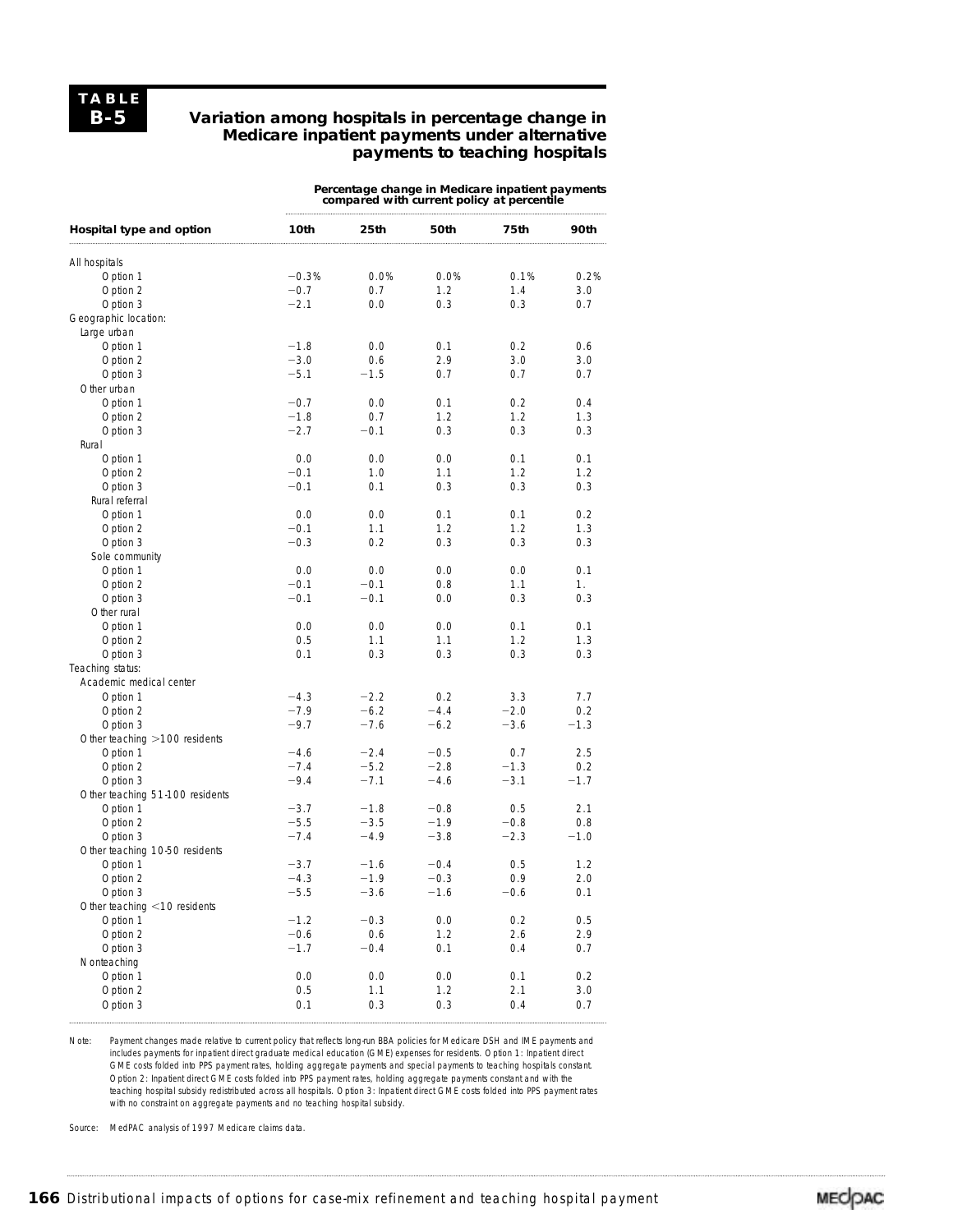**TABLE B-5**

### Variation among hospitals in percentage change in Medicare inpatient payments under alternative payments to teaching hospitals

| Hospital type and option | Percentage change in Medicare inpatient payments compared with current policy at percentile | | | | |
|---|---|---|---|---|---|
| | **10th** | **25th** | **50th** | **75th** | **90th** |
| All hospitals | | | | | |
| Option 1 | −0.3% | 0.0% | 0.0% | 0.1% | 0.2% |
| Option 2 | −0.7 | 0.7 | 1.2 | 1.4 | 3.0 |
| Option 3 | −2.1 | 0.0 | 0.3 | 0.3 | 0.7 |
| Geographic location: | | | | | |
| Large urban | | | | | |
| Option 1 | −1.8 | 0.0 | 0.1 | 0.2 | 0.6 |
| Option 2 | −3.0 | 0.6 | 2.9 | 3.0 | 3.0 |
| Option 3 | −5.1 | −1.5 | 0.7 | 0.7 | 0.7 |
| Other urban | | | | | |
| Option 1 | −0.7 | 0.0 | 0.1 | 0.2 | 0.4 |
| Option 2 | −1.8 | 0.7 | 1.2 | 1.2 | 1.3 |
| Option 3 | −2.7 | −0.1 | 0.3 | 0.3 | 0.3 |
| Rural | | | | | |
| Option 1 | 0.0 | 0.0 | 0.0 | 0.1 | 0.1 |
| Option 2 | −0.1 | 1.0 | 1.1 | 1.2 | 1.2 |
| Option 3 | −0.1 | 0.1 | 0.3 | 0.3 | 0.3 |
| Rural referral | | | | | |
| Option 1 | 0.0 | 0.0 | 0.1 | 0.1 | 0.2 |
| Option 2 | −0.1 | 1.1 | 1.2 | 1.2 | 1.3 |
| Option 3 | −0.3 | 0.2 | 0.3 | 0.3 | 0.3 |
| Sole community | | | | | |
| Option 1 | 0.0 | 0.0 | 0.0 | 0.0 | 0.1 |
| Option 2 | −0.1 | −0.1 | 0.8 | 1.1 | 1. |
| Option 3 | −0.1 | −0.1 | 0.0 | 0.3 | 0.3 |
| Other rural | | | | | |
| Option 1 | 0.0 | 0.0 | 0.0 | 0.1 | 0.1 |
| Option 2 | 0.5 | 1.1 | 1.1 | 1.2 | 1.3 |
| Option 3 | 0.1 | 0.3 | 0.3 | 0.3 | 0.3 |
| Teaching status: | | | | | |
| Academic medical center | | | | | |
| Option 1 | −4.3 | −2.2 | 0.2 | 3.3 | 7.7 |
| Option 2 | −7.9 | −6.2 | −4.4 | −2.0 | 0.2 |
| Option 3 | −9.7 | −7.6 | −6.2 | −3.6 | −1.3 |
| Other teaching >100 residents | | | | | |
| Option 1 | −4.6 | −2.4 | −0.5 | 0.7 | 2.5 |
| Option 2 | −7.4 | −5.2 | −2.8 | −1.3 | 0.2 |
| Option 3 | −9.4 | −7.1 | −4.6 | −3.1 | −1.7 |
| Other teaching 51-100 residents | | | | | |
| Option 1 | −3.7 | −1.8 | −0.8 | 0.5 | 2.1 |
| Option 2 | −5.5 | −3.5 | −1.9 | −0.8 | 0.8 |
| Option 3 | −7.4 | −4.9 | −3.8 | −2.3 | −1.0 |
| Other teaching 10-50 residents | | | | | |
| Option 1 | −3.7 | −1.6 | −0.4 | 0.5 | 1.2 |
| Option 2 | −4.3 | −1.9 | −0.3 | 0.9 | 2.0 |
| Option 3 | −5.5 | −3.6 | −1.6 | −0.6 | 0.1 |
| Other teaching <10 residents | | | | | |
| Option 1 | −1.2 | −0.3 | 0.0 | 0.2 | 0.5 |
| Option 2 | −0.6 | 0.6 | 1.2 | 2.6 | 2.9 |
| Option 3 | −1.7 | −0.4 | 0.1 | 0.4 | 0.7 |
| Nonteaching | | | | | |
| Option 1 | 0.0 | 0.0 | 0.0 | 0.1 | 0.2 |
| Option 2 | 0.5 | 1.1 | 1.2 | 2.1 | 3.0 |
| Option 3 | 0.1 | 0.3 | 0.3 | 0.4 | 0.7 |

Note: Payment changes made relative to current policy that reflects long-run BBA policies for Medicare DSH and IME payments and includes payments for inpatient direct graduate medical education (GME) expenses for residents. Option 1: Inpatient direct GME costs folded into PPS payment rates, holding aggregate payments and special payments to teaching hospitals constant. Option 2: Inpatient direct GME costs folded into PPS payment rates, holding aggregate payments constant and with the teaching hospital subsidy redistributed across all hospitals. Option 3: Inpatient direct GME costs folded into PPS payment rates with no constraint on aggregate payments and no teaching hospital subsidy.

Source: MedPAC analysis of 1997 Medicare claims data.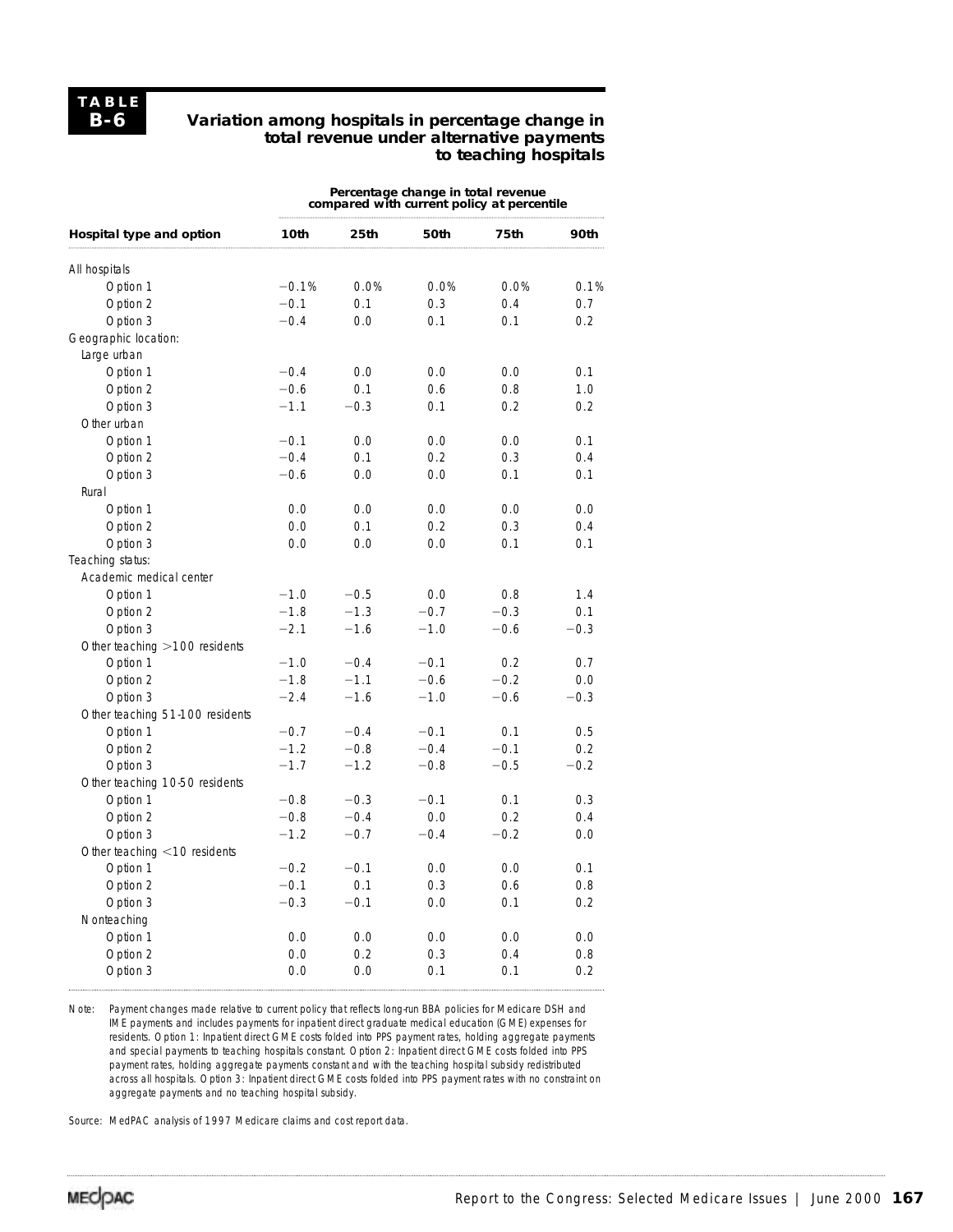**TABLE B-6**

### Variation among hospitals in percentage change in total revenue under alternative payments to teaching hospitals

| Hospital type and option | Percentage change in total revenue compared with current policy at percentile | | | | |
|---|---|---|---|---|---|
| | 10th | 25th | 50th | 75th | 90th |
| All hospitals | | | | | |
| Option 1 | −0.1% | 0.0% | 0.0% | 0.0% | 0.1% |
| Option 2 | −0.1 | 0.1 | 0.3 | 0.4 | 0.7 |
| Option 3 | −0.4 | 0.0 | 0.1 | 0.1 | 0.2 |
| Geographic location: | | | | | |
| Large urban | | | | | |
| Option 1 | −0.4 | 0.0 | 0.0 | 0.0 | 0.1 |
| Option 2 | −0.6 | 0.1 | 0.6 | 0.8 | 1.0 |
| Option 3 | −1.1 | −0.3 | 0.1 | 0.2 | 0.2 |
| Other urban | | | | | |
| Option 1 | −0.1 | 0.0 | 0.0 | 0.0 | 0.1 |
| Option 2 | −0.4 | 0.1 | 0.2 | 0.3 | 0.4 |
| Option 3 | −0.6 | 0.0 | 0.0 | 0.1 | 0.1 |
| Rural | | | | | |
| Option 1 | 0.0 | 0.0 | 0.0 | 0.0 | 0.0 |
| Option 2 | 0.0 | 0.1 | 0.2 | 0.3 | 0.4 |
| Option 3 | 0.0 | 0.0 | 0.0 | 0.1 | 0.1 |
| Teaching status: | | | | | |
| Academic medical center | | | | | |
| Option 1 | −1.0 | −0.5 | 0.0 | 0.8 | 1.4 |
| Option 2 | −1.8 | −1.3 | −0.7 | −0.3 | 0.1 |
| Option 3 | −2.1 | −1.6 | −1.0 | −0.6 | −0.3 |
| Other teaching >100 residents | | | | | |
| Option 1 | −1.0 | −0.4 | −0.1 | 0.2 | 0.7 |
| Option 2 | −1.8 | −1.1 | −0.6 | −0.2 | 0.0 |
| Option 3 | −2.4 | −1.6 | −1.0 | −0.6 | −0.3 |
| Other teaching 51-100 residents | | | | | |
| Option 1 | −0.7 | −0.4 | −0.1 | 0.1 | 0.5 |
| Option 2 | −1.2 | −0.8 | −0.4 | −0.1 | 0.2 |
| Option 3 | −1.7 | −1.2 | −0.8 | −0.5 | −0.2 |
| Other teaching 10-50 residents | | | | | |
| Option 1 | −0.8 | −0.3 | −0.1 | 0.1 | 0.3 |
| Option 2 | −0.8 | −0.4 | 0.0 | 0.2 | 0.4 |
| Option 3 | −1.2 | −0.7 | −0.4 | −0.2 | 0.0 |
| Other teaching <10 residents | | | | | |
| Option 1 | −0.2 | −0.1 | 0.0 | 0.0 | 0.1 |
| Option 2 | −0.1 | 0.1 | 0.3 | 0.6 | 0.8 |
| Option 3 | −0.3 | −0.1 | 0.0 | 0.1 | 0.2 |
| Nonteaching | | | | | |
| Option 1 | 0.0 | 0.0 | 0.0 | 0.0 | 0.0 |
| Option 2 | 0.0 | 0.2 | 0.3 | 0.4 | 0.8 |
| Option 3 | 0.0 | 0.0 | 0.1 | 0.1 | 0.2 |

Note: Payment changes made relative to current policy that reflects long-run BBA policies for Medicare DSH and IME payments and includes payments for inpatient direct graduate medical education (GME) expenses for residents. Option 1: Inpatient direct GME costs folded into PPS payment rates, holding aggregate payments and special payments to teaching hospitals constant. Option 2: Inpatient direct GME costs folded into PPS payment rates, holding aggregate payments constant and with the teaching hospital subsidy redistributed across all hospitals. Option 3: Inpatient direct GME costs folded into PPS payment rates with no constraint on aggregate payments and no teaching hospital subsidy.

Source: MedPAC analysis of 1997 Medicare claims and cost report data.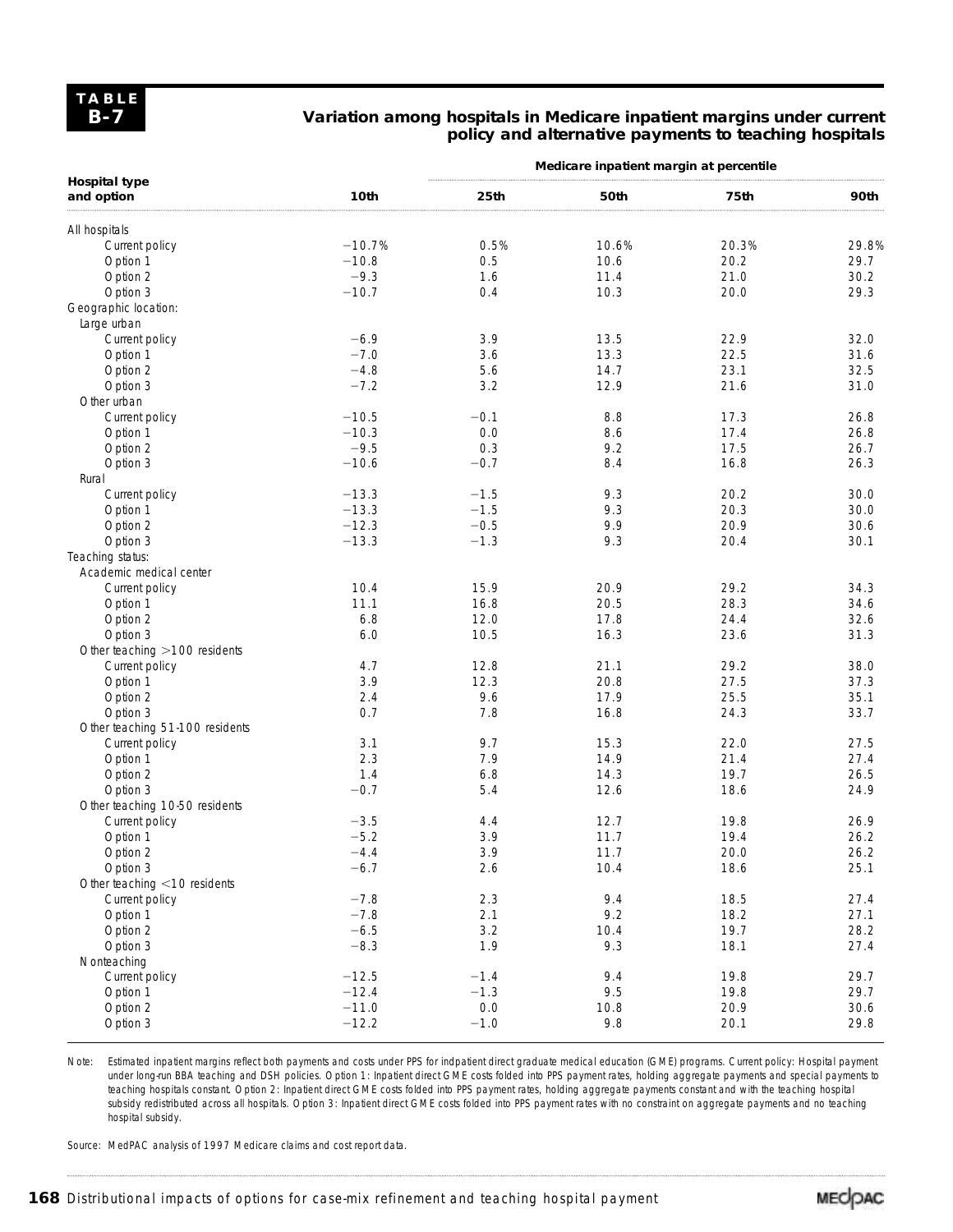**TABLE B-7**

**Variation among hospitals in Medicare inpatient margins under current policy and alternative payments to teaching hospitals**

| Hospital type and option | Medicare inpatient margin at percentile | | | | |
|---|---|---|---|---|---|
| | **10th** | **25th** | **50th** | **75th** | **90th** |
| All hospitals | | | | | |
| Current policy | −10.7% | 0.5% | 10.6% | 20.3% | 29.8% |
| Option 1 | −10.8 | 0.5 | 10.6 | 20.2 | 29.7 |
| Option 2 | −9.3 | 1.6 | 11.4 | 21.0 | 30.2 |
| Option 3 | −10.7 | 0.4 | 10.3 | 20.0 | 29.3 |
| Geographic location: | | | | | |
| Large urban | | | | | |
| Current policy | −6.9 | 3.9 | 13.5 | 22.9 | 32.0 |
| Option 1 | −7.0 | 3.6 | 13.3 | 22.5 | 31.6 |
| Option 2 | −4.8 | 5.6 | 14.7 | 23.1 | 32.5 |
| Option 3 | −7.2 | 3.2 | 12.9 | 21.6 | 31.0 |
| Other urban | | | | | |
| Current policy | −10.5 | −0.1 | 8.8 | 17.3 | 26.8 |
| Option 1 | −10.3 | 0.0 | 8.6 | 17.4 | 26.8 |
| Option 2 | −9.5 | 0.3 | 9.2 | 17.5 | 26.7 |
| Option 3 | −10.6 | −0.7 | 8.4 | 16.8 | 26.3 |
| Rural | | | | | |
| Current policy | −13.3 | −1.5 | 9.3 | 20.2 | 30.0 |
| Option 1 | −13.3 | −1.5 | 9.3 | 20.3 | 30.0 |
| Option 2 | −12.3 | −0.5 | 9.9 | 20.9 | 30.6 |
| Option 3 | −13.3 | −1.3 | 9.3 | 20.4 | 30.1 |
| Teaching status: | | | | | |
| Academic medical center | | | | | |
| Current policy | 10.4 | 15.9 | 20.9 | 29.2 | 34.3 |
| Option 1 | 11.1 | 16.8 | 20.5 | 28.3 | 34.6 |
| Option 2 | 6.8 | 12.0 | 17.8 | 24.4 | 32.6 |
| Option 3 | 6.0 | 10.5 | 16.3 | 23.6 | 31.3 |
| Other teaching >100 residents | | | | | |
| Current policy | 4.7 | 12.8 | 21.1 | 29.2 | 38.0 |
| Option 1 | 3.9 | 12.3 | 20.8 | 27.5 | 37.3 |
| Option 2 | 2.4 | 9.6 | 17.9 | 25.5 | 35.1 |
| Option 3 | 0.7 | 7.8 | 16.8 | 24.3 | 33.7 |
| Other teaching 51-100 residents | | | | | |
| Current policy | 3.1 | 9.7 | 15.3 | 22.0 | 27.5 |
| Option 1 | 2.3 | 7.9 | 14.9 | 21.4 | 27.4 |
| Option 2 | 1.4 | 6.8 | 14.3 | 19.7 | 26.5 |
| Option 3 | −0.7 | 5.4 | 12.6 | 18.6 | 24.9 |
| Other teaching 10-50 residents | | | | | |
| Current policy | −3.5 | 4.4 | 12.7 | 19.8 | 26.9 |
| Option 1 | −5.2 | 3.9 | 11.7 | 19.4 | 26.2 |
| Option 2 | −4.4 | 3.9 | 11.7 | 20.0 | 26.2 |
| Option 3 | −6.7 | 2.6 | 10.4 | 18.6 | 25.1 |
| Other teaching <10 residents | | | | | |
| Current policy | −7.8 | 2.3 | 9.4 | 18.5 | 27.4 |
| Option 1 | −7.8 | 2.1 | 9.2 | 18.2 | 27.1 |
| Option 2 | −6.5 | 3.2 | 10.4 | 19.7 | 28.2 |
| Option 3 | −8.3 | 1.9 | 9.3 | 18.1 | 27.4 |
| Nonteaching | | | | | |
| Current policy | −12.5 | −1.4 | 9.4 | 19.8 | 29.7 |
| Option 1 | −12.4 | −1.3 | 9.5 | 19.8 | 29.7 |
| Option 2 | −11.0 | 0.0 | 10.8 | 20.9 | 30.6 |
| Option 3 | −12.2 | −1.0 | 9.8 | 20.1 | 29.8 |

Note: Estimated inpatient margins reflect both payments and costs under PPS for indpatient direct graduate medical education (GME) programs. Current policy: Hospital payment under long-run BBA teaching and DSH policies. Option 1: Inpatient direct GME costs folded into PPS payment rates, holding aggregate payments and special payments to teaching hospitals constant. Option 2: Inpatient direct GME costs folded into PPS payment rates, holding aggregate payments constant and with the teaching hospital subsidy redistributed across all hospitals. Option 3: Inpatient direct GME costs folded into PPS payment rates with no constraint on aggregate payments and no teaching hospital subsidy.

Source: MedPAC analysis of 1997 Medicare claims and cost report data.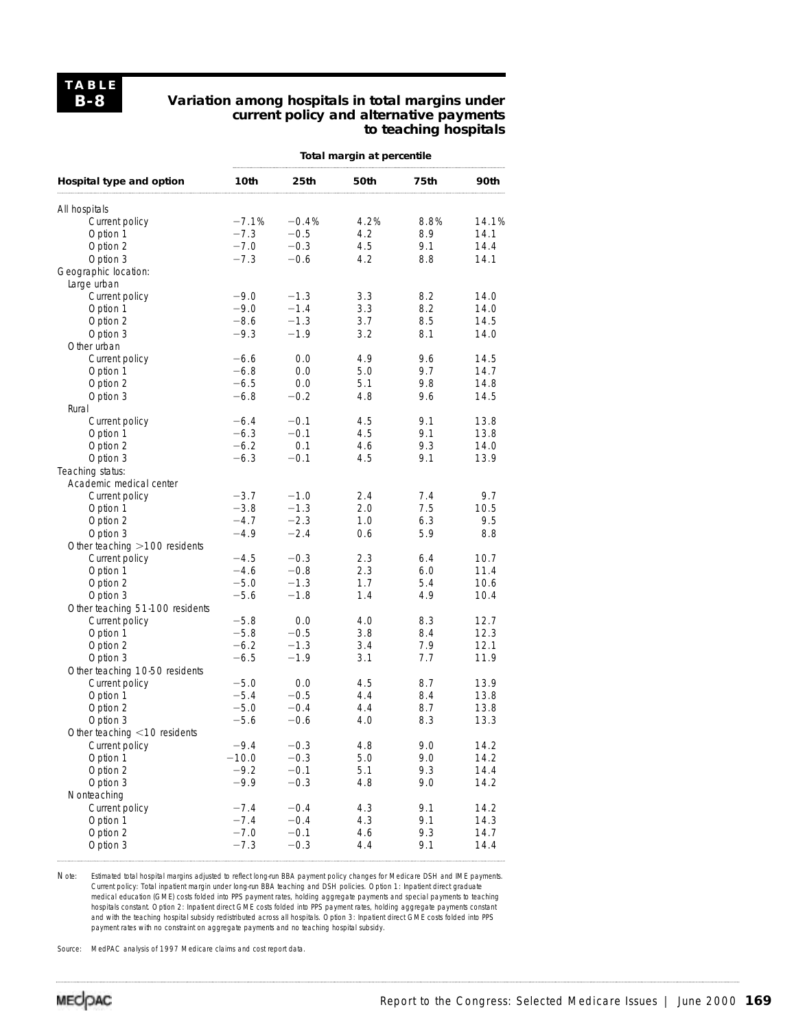**TABLE B-8**

### Variation among hospitals in total margins under current policy and alternative payments to teaching hospitals

| Hospital type and option | Total margin at percentile | | | | |
|---|---|---|---|---|---|
| | 10th | 25th | 50th | 75th | 90th |
| All hospitals | | | | | |
| Current policy | −7.1% | −0.4% | 4.2% | 8.8% | 14.1% |
| Option 1 | −7.3 | −0.5 | 4.2 | 8.9 | 14.1 |
| Option 2 | −7.0 | −0.3 | 4.5 | 9.1 | 14.4 |
| Option 3 | −7.3 | −0.6 | 4.2 | 8.8 | 14.1 |
| Geographic location: | | | | | |
| Large urban | | | | | |
| Current policy | −9.0 | −1.3 | 3.3 | 8.2 | 14.0 |
| Option 1 | −9.0 | −1.4 | 3.3 | 8.2 | 14.0 |
| Option 2 | −8.6 | −1.3 | 3.7 | 8.5 | 14.5 |
| Option 3 | −9.3 | −1.9 | 3.2 | 8.1 | 14.0 |
| Other urban | | | | | |
| Current policy | −6.6 | 0.0 | 4.9 | 9.6 | 14.5 |
| Option 1 | −6.8 | 0.0 | 5.0 | 9.7 | 14.7 |
| Option 2 | −6.5 | 0.0 | 5.1 | 9.8 | 14.8 |
| Option 3 | −6.8 | −0.2 | 4.8 | 9.6 | 14.5 |
| Rural | | | | | |
| Current policy | −6.4 | −0.1 | 4.5 | 9.1 | 13.8 |
| Option 1 | −6.3 | −0.1 | 4.5 | 9.1 | 13.8 |
| Option 2 | −6.2 | 0.1 | 4.6 | 9.3 | 14.0 |
| Option 3 | −6.3 | −0.1 | 4.5 | 9.1 | 13.9 |
| Teaching status: | | | | | |
| Academic medical center | | | | | |
| Current policy | −3.7 | −1.0 | 2.4 | 7.4 | 9.7 |
| Option 1 | −3.8 | −1.3 | 2.0 | 7.5 | 10.5 |
| Option 2 | −4.7 | −2.3 | 1.0 | 6.3 | 9.5 |
| Option 3 | −4.9 | −2.4 | 0.6 | 5.9 | 8.8 |
| Other teaching >100 residents | | | | | |
| Current policy | −4.5 | −0.3 | 2.3 | 6.4 | 10.7 |
| Option 1 | −4.6 | −0.8 | 2.3 | 6.0 | 11.4 |
| Option 2 | −5.0 | −1.3 | 1.7 | 5.4 | 10.6 |
| Option 3 | −5.6 | −1.8 | 1.4 | 4.9 | 10.4 |
| Other teaching 51-100 residents | | | | | |
| Current policy | −5.8 | 0.0 | 4.0 | 8.3 | 12.7 |
| Option 1 | −5.8 | −0.5 | 3.8 | 8.4 | 12.3 |
| Option 2 | −6.2 | −1.3 | 3.4 | 7.9 | 12.1 |
| Option 3 | −6.5 | −1.9 | 3.1 | 7.7 | 11.9 |
| Other teaching 10-50 residents | | | | | |
| Current policy | −5.0 | 0.0 | 4.5 | 8.7 | 13.9 |
| Option 1 | −5.4 | −0.5 | 4.4 | 8.4 | 13.8 |
| Option 2 | −5.0 | −0.4 | 4.4 | 8.7 | 13.8 |
| Option 3 | −5.6 | −0.6 | 4.0 | 8.3 | 13.3 |
| Other teaching <10 residents | | | | | |
| Current policy | −9.4 | −0.3 | 4.8 | 9.0 | 14.2 |
| Option 1 | −10.0 | −0.3 | 5.0 | 9.0 | 14.2 |
| Option 2 | −9.2 | −0.1 | 5.1 | 9.3 | 14.4 |
| Option 3 | −9.9 | −0.3 | 4.8 | 9.0 | 14.2 |
| Nonteaching | | | | | |
| Current policy | −7.4 | −0.4 | 4.3 | 9.1 | 14.2 |
| Option 1 | −7.4 | −0.4 | 4.3 | 9.1 | 14.3 |
| Option 2 | −7.0 | −0.1 | 4.6 | 9.3 | 14.7 |
| Option 3 | −7.3 | −0.3 | 4.4 | 9.1 | 14.4 |

Note: Estimated total hospital margins adjusted to reflect long-run BBA payment policy changes for Medicare DSH and IME payments. Current policy: Total inpatient margin under long-run BBA teaching and DSH policies. Option 1: Inpatient direct graduate medical education (GME) costs folded into PPS payment rates, holding aggregate payments and special payments to teaching hospitals constant. Option 2: Inpatient direct GME costs folded into PPS payment rates, holding aggregate payments constant and with the teaching hospital subsidy redistributed across all hospitals. Option 3: Inpatient direct GME costs folded into PPS payment rates with no constraint on aggregate payments and no teaching hospital subsidy.

Source: MedPAC analysis of 1997 Medicare claims and cost report data.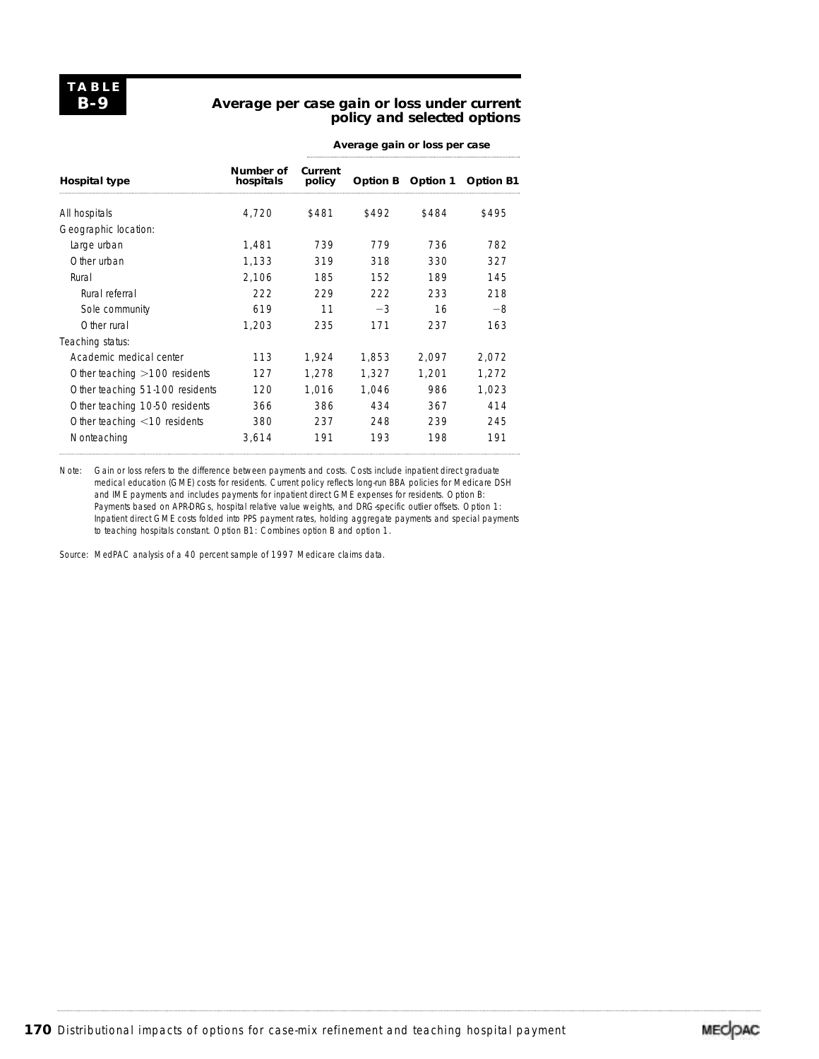**TABLE B-9**

**Average per case gain or loss under current policy and selected options**

| Hospital type | Number of hospitals | Average gain or loss per case | | | |
|---|---|---|---|---|---|
| | | Current policy | Option B | Option 1 | Option B1 |
| All hospitals | 4,720 | $481 | $492 | $484 | $495 |
| Geographic location: | | | | | |
| Large urban | 1,481 | 739 | 779 | 736 | 782 |
| Other urban | 1,133 | 319 | 318 | 330 | 327 |
| Rural | 2,106 | 185 | 152 | 189 | 145 |
| Rural referral | 222 | 229 | 222 | 233 | 218 |
| Sole community | 619 | 11 | −3 | 16 | −8 |
| Other rural | 1,203 | 235 | 171 | 237 | 163 |
| Teaching status: | | | | | |
| Academic medical center | 113 | 1,924 | 1,853 | 2,097 | 2,072 |
| Other teaching >100 residents | 127 | 1,278 | 1,327 | 1,201 | 1,272 |
| Other teaching 51-100 residents | 120 | 1,016 | 1,046 | 986 | 1,023 |
| Other teaching 10-50 residents | 366 | 386 | 434 | 367 | 414 |
| Other teaching <10 residents | 380 | 237 | 248 | 239 | 245 |
| Nonteaching | 3,614 | 191 | 193 | 198 | 191 |

Note: Gain or loss refers to the difference between payments and costs. Costs include inpatient direct graduate medical education (GME) costs for residents. Current policy reflects long-run BBA policies for Medicare DSH and IME payments and includes payments for inpatient direct GME expenses for residents. Option B: Payments based on APR-DRGs, hospital relative value weights, and DRG-specific outlier offsets. Option 1: Inpatient direct GME costs folded into PPS payment rates, holding aggregate payments and special payments to teaching hospitals constant. Option B1: Combines option B and option 1.

Source: MedPAC analysis of a 40 percent sample of 1997 Medicare claims data.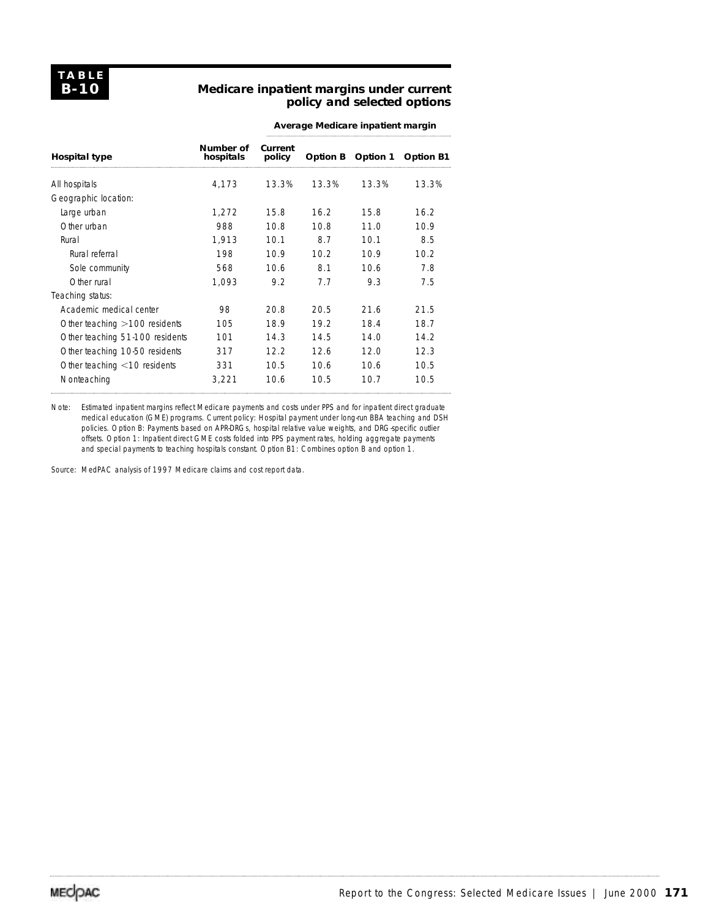## TABLE B-10

### Medicare inpatient margins under current policy and selected options

| Hospital type | Number of hospitals | Average Medicare inpatient margin | | | |
|---|---|---|---|---|---|
| | | Current policy | Option B | Option 1 | Option B1 |
| All hospitals | 4,173 | 13.3% | 13.3% | 13.3% | 13.3% |
| Geographic location: | | | | | |
| Large urban | 1,272 | 15.8 | 16.2 | 15.8 | 16.2 |
| Other urban | 988 | 10.8 | 10.8 | 11.0 | 10.9 |
| Rural | 1,913 | 10.1 | 8.7 | 10.1 | 8.5 |
| Rural referral | 198 | 10.9 | 10.2 | 10.9 | 10.2 |
| Sole community | 568 | 10.6 | 8.1 | 10.6 | 7.8 |
| Other rural | 1,093 | 9.2 | 7.7 | 9.3 | 7.5 |
| Teaching status: | | | | | |
| Academic medical center | 98 | 20.8 | 20.5 | 21.6 | 21.5 |
| Other teaching >100 residents | 105 | 18.9 | 19.2 | 18.4 | 18.7 |
| Other teaching 51-100 residents | 101 | 14.3 | 14.5 | 14.0 | 14.2 |
| Other teaching 10-50 residents | 317 | 12.2 | 12.6 | 12.0 | 12.3 |
| Other teaching <10 residents | 331 | 10.5 | 10.6 | 10.6 | 10.5 |
| Nonteaching | 3,221 | 10.6 | 10.5 | 10.7 | 10.5 |

Note: Estimated inpatient margins reflect Medicare payments and costs under PPS and for inpatient direct graduate medical education (GME) programs. Current policy: Hospital payment under long-run BBA teaching and DSH policies. Option B: Payments based on APR-DRGs, hospital relative value weights, and DRG-specific outlier offsets. Option 1: Inpatient direct GME costs folded into PPS payment rates, holding aggregate payments and special payments to teaching hospitals constant. Option B1: Combines option B and option 1.

Source: MedPAC analysis of 1997 Medicare claims and cost report data.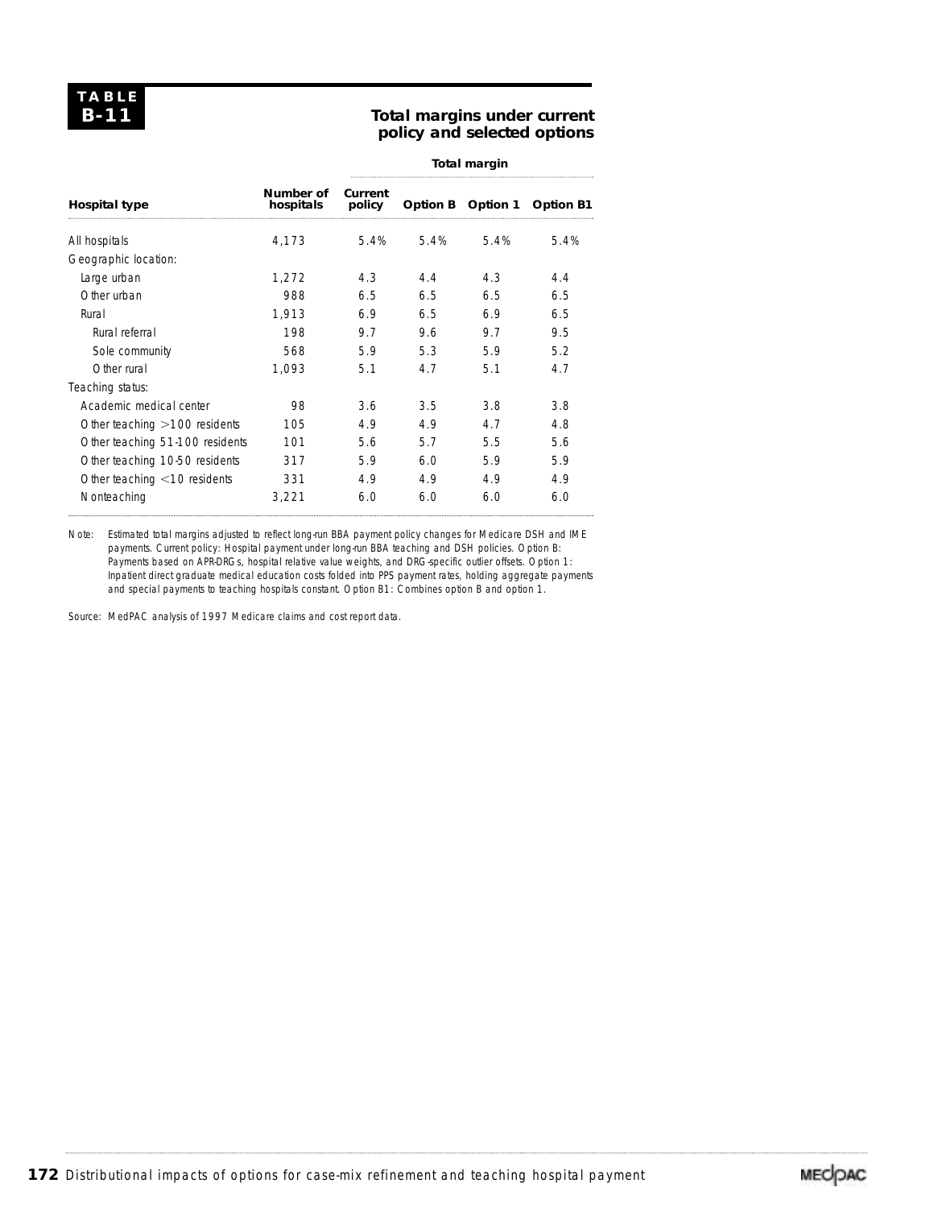## TABLE B-11

### Total margins under current policy and selected options

| Hospital type | Number of hospitals | Total margin | | | |
|---|---|---|---|---|---|
| | | Current policy | Option B | Option 1 | Option B1 |
| All hospitals | 4,173 | 5.4% | 5.4% | 5.4% | 5.4% |
| Geographic location: | | | | | |
| Large urban | 1,272 | 4.3 | 4.4 | 4.3 | 4.4 |
| Other urban | 988 | 6.5 | 6.5 | 6.5 | 6.5 |
| Rural | 1,913 | 6.9 | 6.5 | 6.9 | 6.5 |
| Rural referral | 198 | 9.7 | 9.6 | 9.7 | 9.5 |
| Sole community | 568 | 5.9 | 5.3 | 5.9 | 5.2 |
| Other rural | 1,093 | 5.1 | 4.7 | 5.1 | 4.7 |
| Teaching status: | | | | | |
| Academic medical center | 98 | 3.6 | 3.5 | 3.8 | 3.8 |
| Other teaching >100 residents | 105 | 4.9 | 4.9 | 4.7 | 4.8 |
| Other teaching 51-100 residents | 101 | 5.6 | 5.7 | 5.5 | 5.6 |
| Other teaching 10-50 residents | 317 | 5.9 | 6.0 | 5.9 | 5.9 |
| Other teaching <10 residents | 331 | 4.9 | 4.9 | 4.9 | 4.9 |
| Nonteaching | 3,221 | 6.0 | 6.0 | 6.0 | 6.0 |

Note: Estimated total margins adjusted to reflect long-run BBA payment policy changes for Medicare DSH and IME payments. Current policy: Hospital payment under long-run BBA teaching and DSH policies. Option B: Payments based on APR-DRGs, hospital relative value weights, and DRG-specific outlier offsets. Option 1: Inpatient direct graduate medical education costs folded into PPS payment rates, holding aggregate payments and special payments to teaching hospitals constant. Option B1: Combines option B and option 1.

Source: MedPAC analysis of 1997 Medicare claims and cost report data.